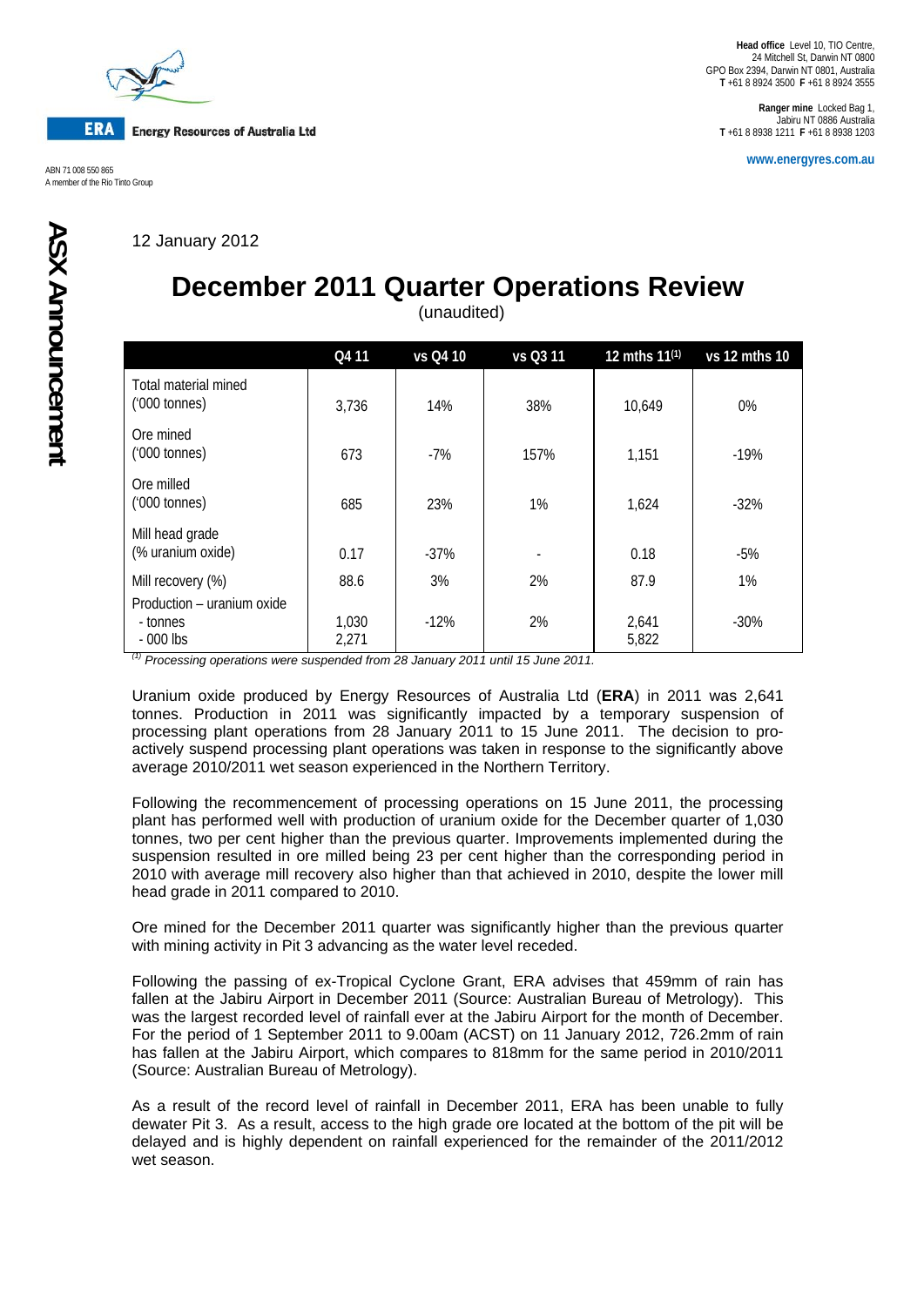**ERA** Energy Resources of Australia Ltd

ABN 71 008 550 865
A member of the Rio Tinto Group

**Head office** Level 10, TIO Centre, 24 Mitchell St, Darwin NT 0800
GPO Box 2394, Darwin NT 0801, Australia
**T** +61 8 8924 3500 **F** +61 8 8924 3555

**Ranger mine** Locked Bag 1, Jabiru NT 0886 Australia
**T** +61 8 8938 1211 **F** +61 8 8938 1203

**www.energyres.com.au**

**ASX Announcement**

12 January 2012

# December 2011 Quarter Operations Review

(unaudited)

| | Q4 11 | vs Q4 10 | vs Q3 11 | 12 mths 11[1] | vs 12 mths 10 |
|---|---|---|---|---|---|
| Total material mined ('000 tonnes) | 3,736 | 14% | 38% | 10,649 | 0% |
| Ore mined ('000 tonnes) | 673 | -7% | 157% | 1,151 | -19% |
| Ore milled ('000 tonnes) | 685 | 23% | 1% | 1,624 | -32% |
| Mill head grade (% uranium oxide) | 0.17 | -37% | - | 0.18 | -5% |
| Mill recovery (%) | 88.6 | 3% | 2% | 87.9 | 1% |
| Production – uranium oxide - tonnes - 000 lbs | 1,030 2,271 | -12% | 2% | 2,641 5,822 | -30% |

[1] *Processing operations were suspended from 28 January 2011 until 15 June 2011.*

Uranium oxide produced by Energy Resources of Australia Ltd (**ERA**) in 2011 was 2,641 tonnes. Production in 2011 was significantly impacted by a temporary suspension of processing plant operations from 28 January 2011 to 15 June 2011. The decision to pro-actively suspend processing plant operations was taken in response to the significantly above average 2010/2011 wet season experienced in the Northern Territory.

Following the recommencement of processing operations on 15 June 2011, the processing plant has performed well with production of uranium oxide for the December quarter of 1,030 tonnes, two per cent higher than the previous quarter. Improvements implemented during the suspension resulted in ore milled being 23 per cent higher than the corresponding period in 2010 with average mill recovery also higher than that achieved in 2010, despite the lower mill head grade in 2011 compared to 2010.

Ore mined for the December 2011 quarter was significantly higher than the previous quarter with mining activity in Pit 3 advancing as the water level receded.

Following the passing of ex-Tropical Cyclone Grant, ERA advises that 459mm of rain has fallen at the Jabiru Airport in December 2011 (Source: Australian Bureau of Metrology). This was the largest recorded level of rainfall ever at the Jabiru Airport for the month of December. For the period of 1 September 2011 to 9.00am (ACST) on 11 January 2012, 726.2mm of rain has fallen at the Jabiru Airport, which compares to 818mm for the same period in 2010/2011 (Source: Australian Bureau of Metrology).

As a result of the record level of rainfall in December 2011, ERA has been unable to fully dewater Pit 3. As a result, access to the high grade ore located at the bottom of the pit will be delayed and is highly dependent on rainfall experienced for the remainder of the 2011/2012 wet season.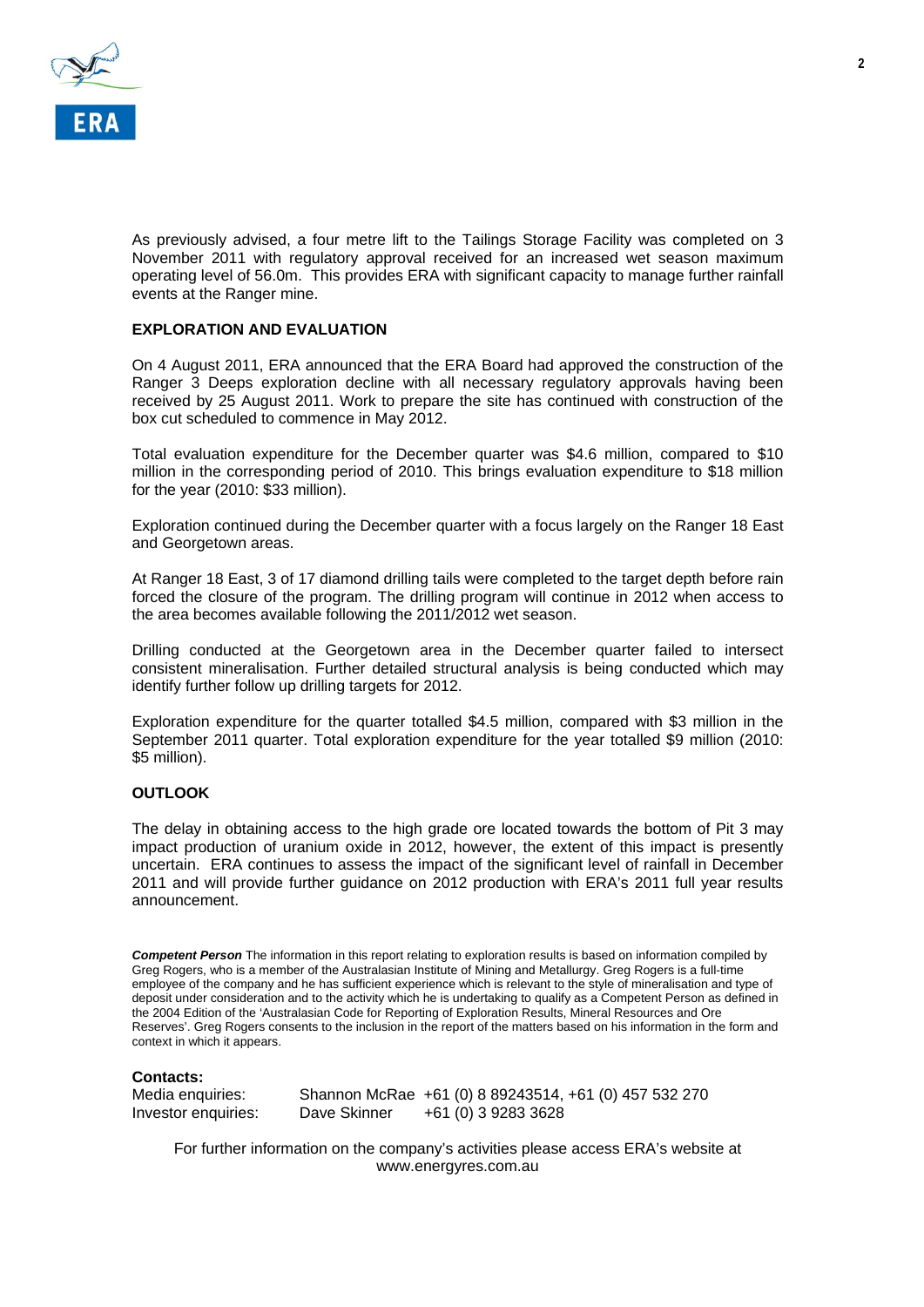As previously advised, a four metre lift to the Tailings Storage Facility was completed on 3 November 2011 with regulatory approval received for an increased wet season maximum operating level of 56.0m. This provides ERA with significant capacity to manage further rainfall events at the Ranger mine.

## EXPLORATION AND EVALUATION

On 4 August 2011, ERA announced that the ERA Board had approved the construction of the Ranger 3 Deeps exploration decline with all necessary regulatory approvals having been received by 25 August 2011. Work to prepare the site has continued with construction of the box cut scheduled to commence in May 2012.

Total evaluation expenditure for the December quarter was $4.6 million, compared to $10 million in the corresponding period of 2010. This brings evaluation expenditure to $18 million for the year (2010: $33 million).

Exploration continued during the December quarter with a focus largely on the Ranger 18 East and Georgetown areas.

At Ranger 18 East, 3 of 17 diamond drilling tails were completed to the target depth before rain forced the closure of the program. The drilling program will continue in 2012 when access to the area becomes available following the 2011/2012 wet season.

Drilling conducted at the Georgetown area in the December quarter failed to intersect consistent mineralisation. Further detailed structural analysis is being conducted which may identify further follow up drilling targets for 2012.

Exploration expenditure for the quarter totalled $4.5 million, compared with $3 million in the September 2011 quarter. Total exploration expenditure for the year totalled $9 million (2010: $5 million).

## OUTLOOK

The delay in obtaining access to the high grade ore located towards the bottom of Pit 3 may impact production of uranium oxide in 2012, however, the extent of this impact is presently uncertain. ERA continues to assess the impact of the significant level of rainfall in December 2011 and will provide further guidance on 2012 production with ERA's 2011 full year results announcement.

***Competent Person*** The information in this report relating to exploration results is based on information compiled by Greg Rogers, who is a member of the Australasian Institute of Mining and Metallurgy. Greg Rogers is a full-time employee of the company and he has sufficient experience which is relevant to the style of mineralisation and type of deposit under consideration and to the activity which he is undertaking to qualify as a Competent Person as defined in the 2004 Edition of the 'Australasian Code for Reporting of Exploration Results, Mineral Resources and Ore Reserves'. Greg Rogers consents to the inclusion in the report of the matters based on his information in the form and context in which it appears.

**Contacts:**

| | | |
|---|---|---|
| Media enquiries: | Shannon McRae | +61 (0) 8 89243514, +61 (0) 457 532 270 |
| Investor enquiries: | Dave Skinner | +61 (0) 3 9283 3628 |

For further information on the company's activities please access ERA's website at www.energyres.com.au